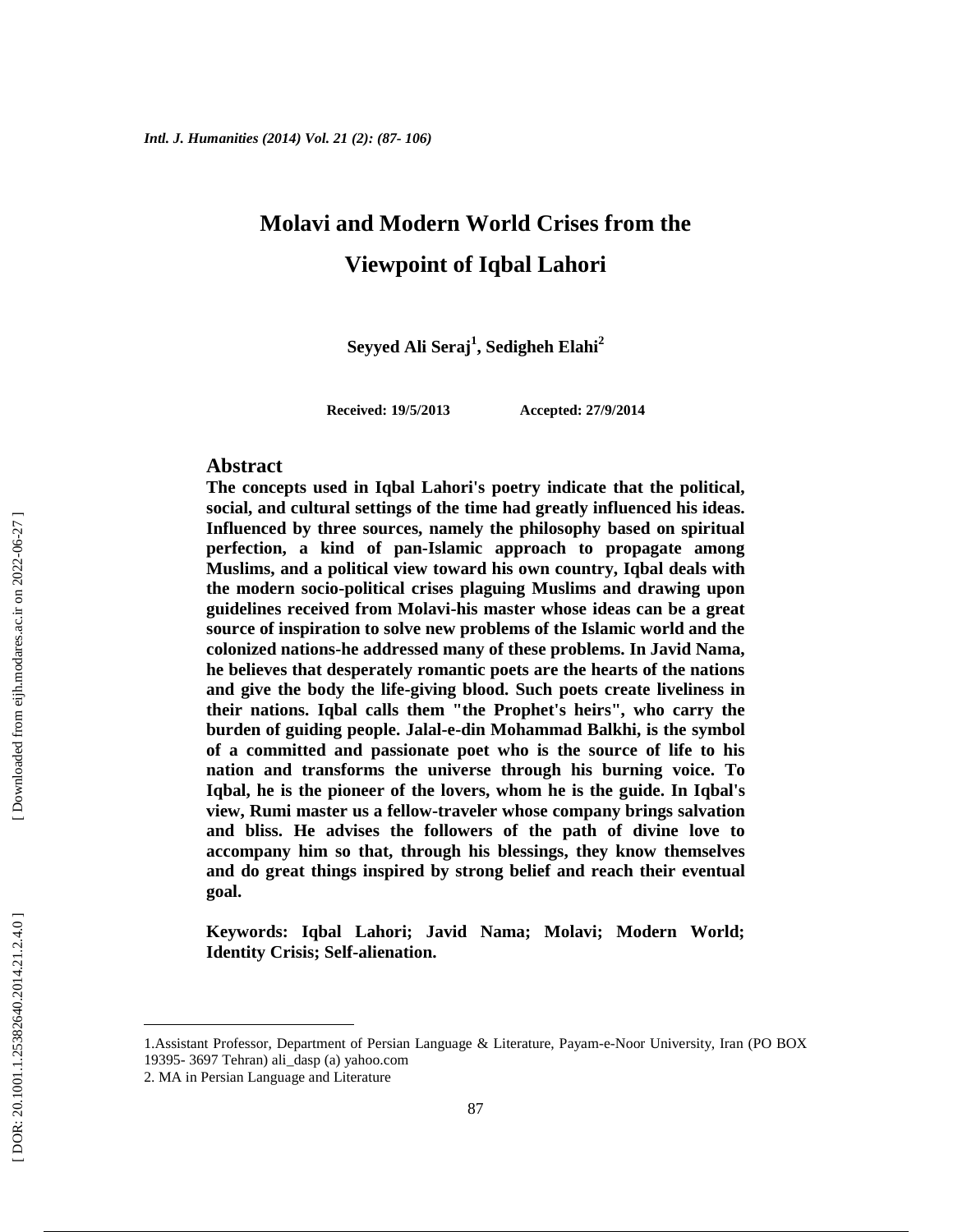# Molavi and Modern World Crises from the Viewpoint of Iqbal Lahori

**Seyyed Ali Seraj[1], Sedigheh Elahi[2]**

**Received: 19/5/2013 Accepted: 27/9/2014**

## Abstract

**The concepts used in Iqbal Lahori's poetry indicate that the political, social, and cultural settings of the time had greatly influenced his ideas. Influenced by three sources, namely the philosophy based on spiritual perfection, a kind of pan-Islamic approach to propagate among Muslims, and a political view toward his own country, Iqbal deals with the modern socio-political crises plaguing Muslims and drawing upon guidelines received from Molavi-his master whose ideas can be a great source of inspiration to solve new problems of the Islamic world and the colonized nations-he addressed many of these problems. In Javid Nama, he believes that desperately romantic poets are the hearts of the nations and give the body the life-giving blood. Such poets create liveliness in their nations. Iqbal calls them "the Prophet's heirs", who carry the burden of guiding people. Jalal-e-din Mohammad Balkhi, is the symbol of a committed and passionate poet who is the source of life to his nation and transforms the universe through his burning voice. To Iqbal, he is the pioneer of the lovers, whom he is the guide. In Iqbal's view, Rumi master us a fellow-traveler whose company brings salvation and bliss. He advises the followers of the path of divine love to accompany him so that, through his blessings, they know themselves and do great things inspired by strong belief and reach their eventual goal.**

**Keywords: Iqbal Lahori; Javid Nama; Molavi; Modern World; Identity Crisis; Self-alienation.**

---

1.Assistant Professor, Department of Persian Language & Literature, Payam-e-Noor University, Iran (PO BOX 19395- 3697 Tehran) ali_dasp (a) yahoo.com

2. MA in Persian Language and Literature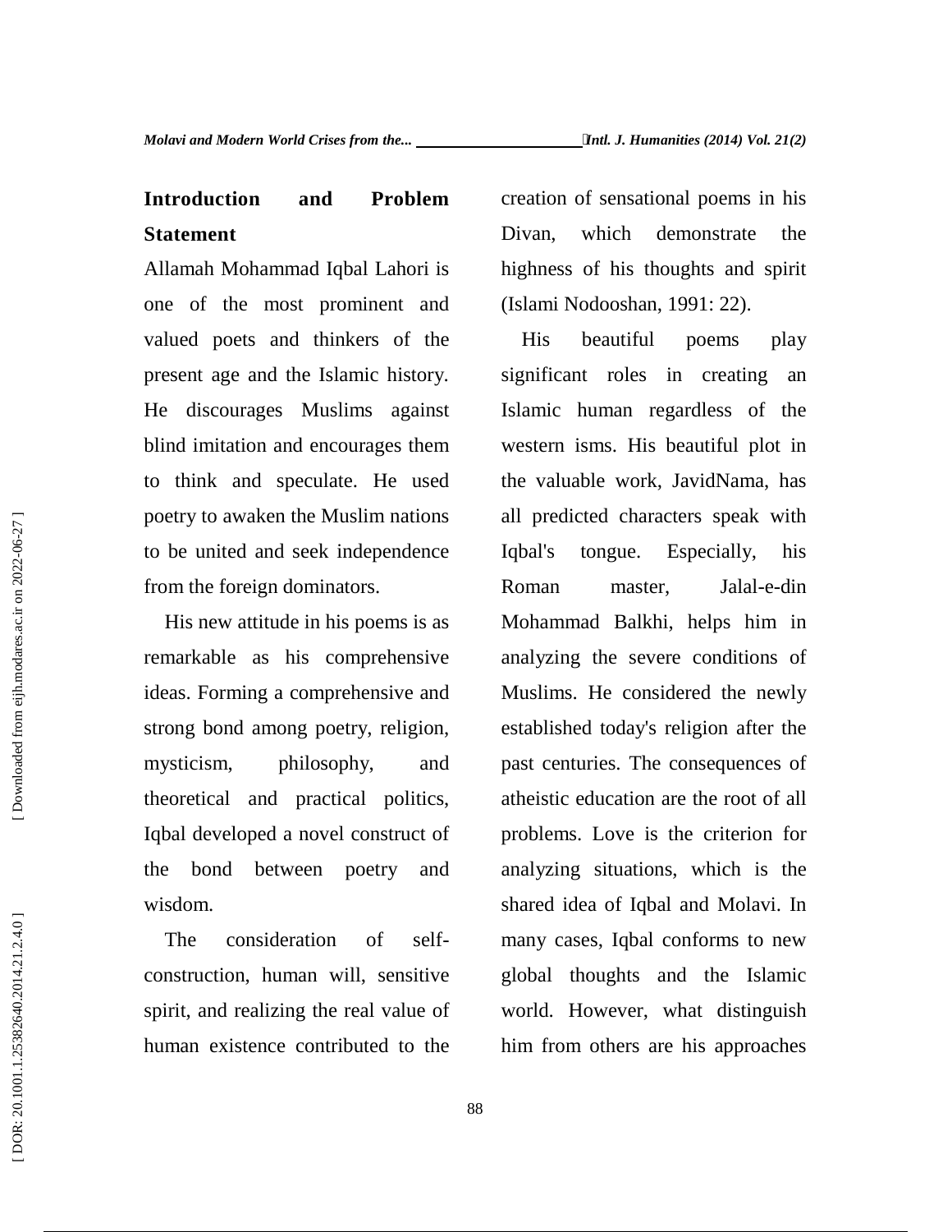## Introduction and Problem Statement

Allamah Mohammad Iqbal Lahori is one of the most prominent and valued poets and thinkers of the present age and the Islamic history. He discourages Muslims against blind imitation and encourages them to think and speculate. He used poetry to awaken the Muslim nations to be united and seek independence from the foreign dominators.

His new attitude in his poems is as remarkable as his comprehensive ideas. Forming a comprehensive and strong bond among poetry, religion, mysticism, philosophy, and theoretical and practical politics, Iqbal developed a novel construct of the bond between poetry and wisdom.

The consideration of self-construction, human will, sensitive spirit, and realizing the real value of human existence contributed to the creation of sensational poems in his Divan, which demonstrate the highness of his thoughts and spirit (Islami Nodooshan, 1991: 22).

His beautiful poems play significant roles in creating an Islamic human regardless of the western isms. His beautiful plot in the valuable work, JavidNama, has all predicted characters speak with Iqbal's tongue. Especially, his Roman master, Jalal-e-din Mohammad Balkhi, helps him in analyzing the severe conditions of Muslims. He considered the newly established today's religion after the past centuries. The consequences of atheistic education are the root of all problems. Love is the criterion for analyzing situations, which is the shared idea of Iqbal and Molavi. In many cases, Iqbal conforms to new global thoughts and the Islamic world. However, what distinguish him from others are his approaches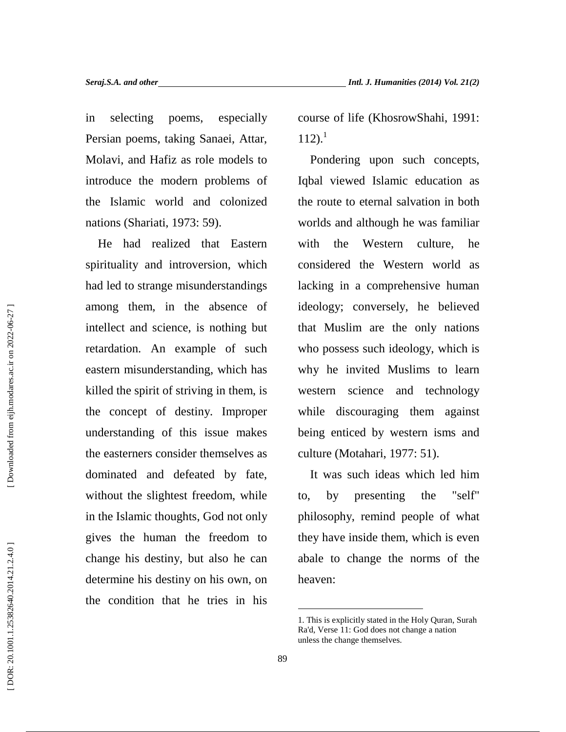in selecting poems, especially Persian poems, taking Sanaei, Attar, Molavi, and Hafiz as role models to introduce the modern problems of the Islamic world and colonized nations (Shariati, 1973: 59).

He had realized that Eastern spirituality and introversion, which had led to strange misunderstandings among them, in the absence of intellect and science, is nothing but retardation. An example of such eastern misunderstanding, which has killed the spirit of striving in them, is the concept of destiny. Improper understanding of this issue makes the easterners consider themselves as dominated and defeated by fate, without the slightest freedom, while in the Islamic thoughts, God not only gives the human the freedom to change his destiny, but also he can determine his destiny on his own, on the condition that he tries in his course of life (KhosrowShahi, 1991: 112).[1]

Pondering upon such concepts, Iqbal viewed Islamic education as the route to eternal salvation in both worlds and although he was familiar with the Western culture, he considered the Western world as lacking in a comprehensive human ideology; conversely, he believed that Muslim are the only nations who possess such ideology, which is why he invited Muslims to learn western science and technology while discouraging them against being enticed by western isms and culture (Motahari, 1977: 51).

It was such ideas which led him to, by presenting the "self" philosophy, remind people of what they have inside them, which is even abale to change the norms of the heaven:

---

1. This is explicitly stated in the Holy Quran, Surah Ra'd, Verse 11: God does not change a nation unless the change themselves.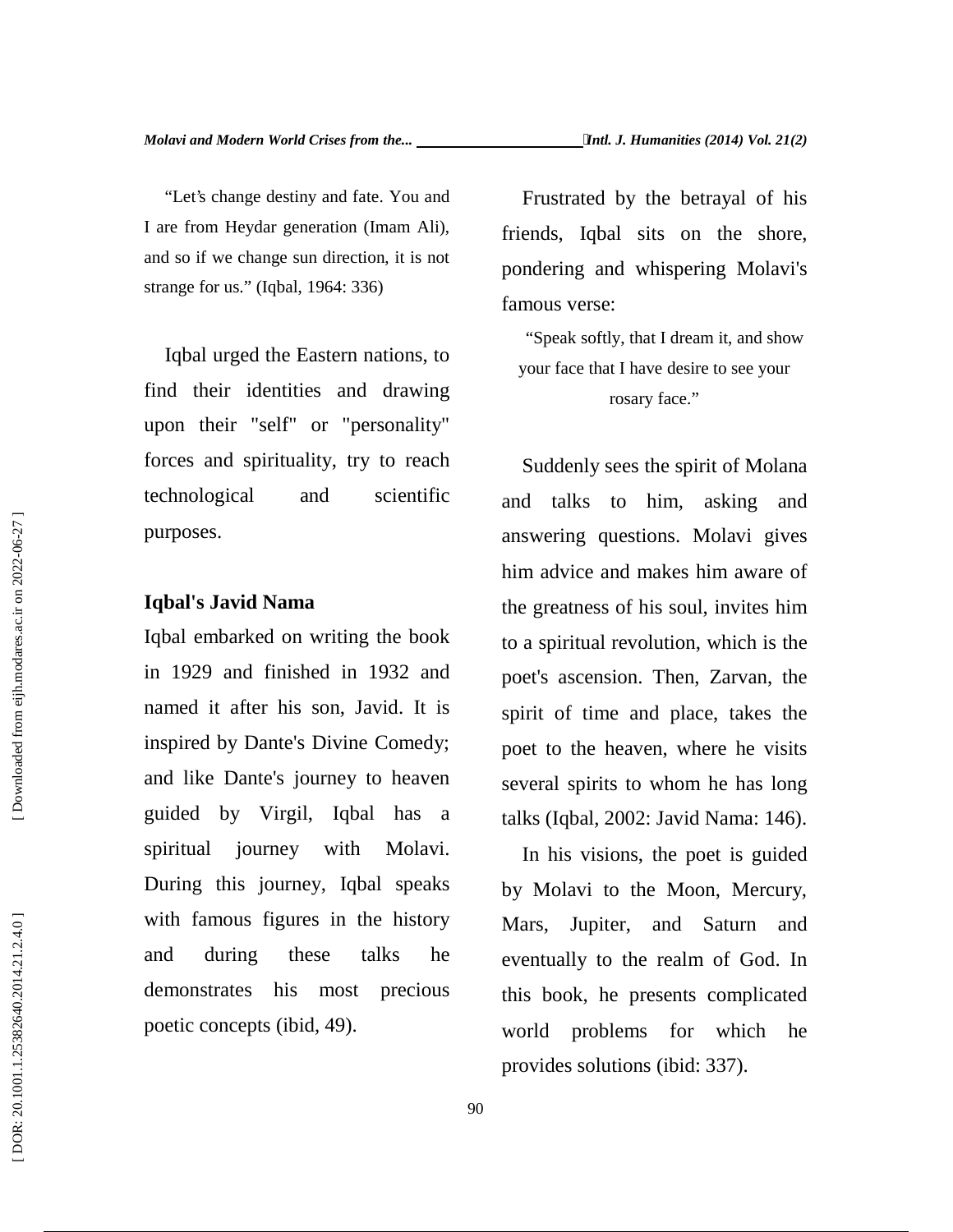> "Let's change destiny and fate. You and I are from Heydar generation (Imam Ali), and so if we change sun direction, it is not strange for us." (Iqbal, 1964: 336)

Iqbal urged the Eastern nations, to find their identities and drawing upon their "self" or "personality" forces and spirituality, try to reach technological and scientific purposes.

**Iqbal's Javid Nama**

Iqbal embarked on writing the book in 1929 and finished in 1932 and named it after his son, Javid. It is inspired by Dante's Divine Comedy; and like Dante's journey to heaven guided by Virgil, Iqbal has a spiritual journey with Molavi. During this journey, Iqbal speaks with famous figures in the history and during these talks he demonstrates his most precious poetic concepts (ibid, 49).

Frustrated by the betrayal of his friends, Iqbal sits on the shore, pondering and whispering Molavi's famous verse:

> "Speak softly, that I dream it, and show your face that I have desire to see your rosary face."

Suddenly sees the spirit of Molana and talks to him, asking and answering questions. Molavi gives him advice and makes him aware of the greatness of his soul, invites him to a spiritual revolution, which is the poet's ascension. Then, Zarvan, the spirit of time and place, takes the poet to the heaven, where he visits several spirits to whom he has long talks (Iqbal, 2002: Javid Nama: 146).

In his visions, the poet is guided by Molavi to the Moon, Mercury, Mars, Jupiter, and Saturn and eventually to the realm of God. In this book, he presents complicated world problems for which he provides solutions (ibid: 337).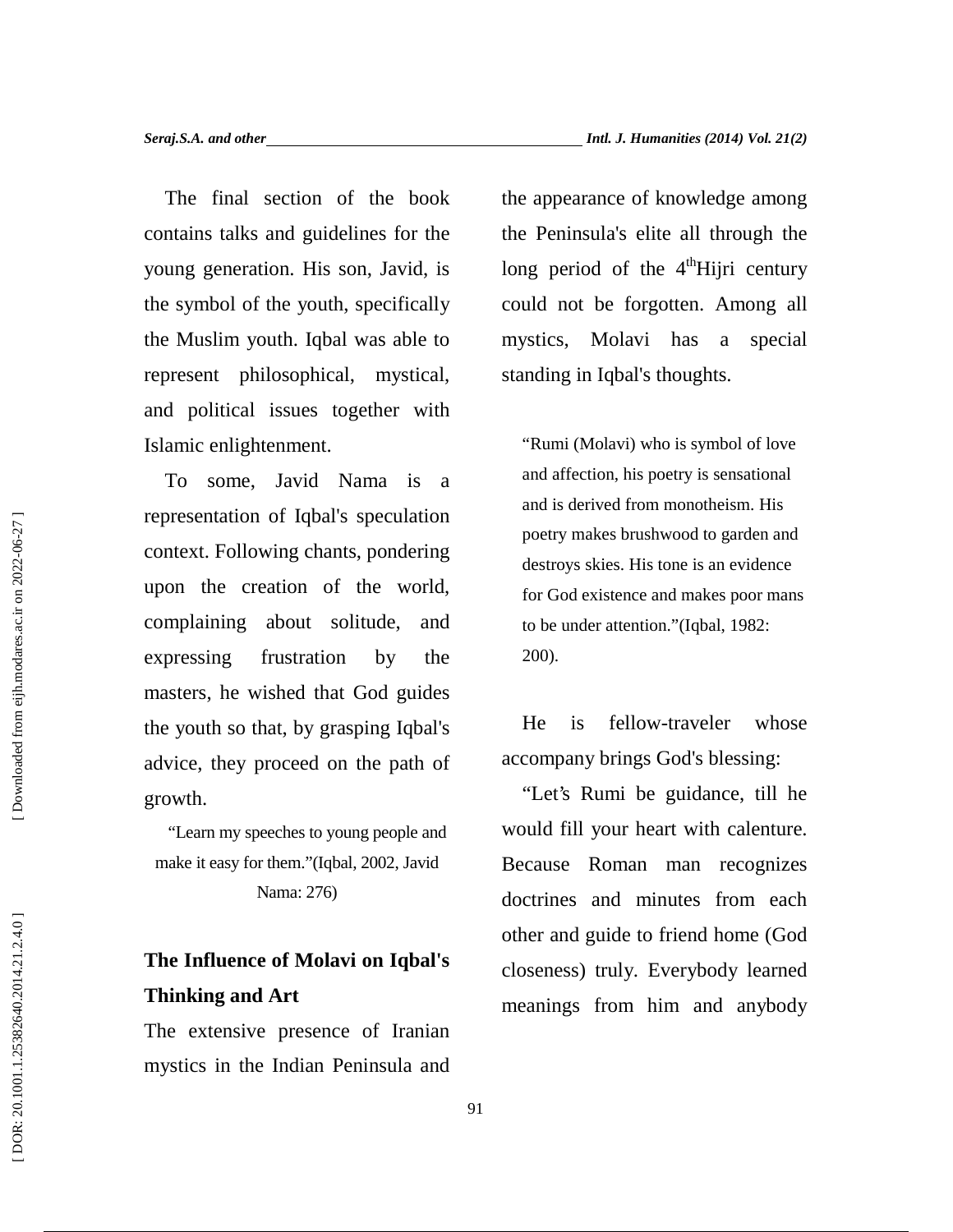The final section of the book contains talks and guidelines for the young generation. His son, Javid, is the symbol of the youth, specifically the Muslim youth. Iqbal was able to represent philosophical, mystical, and political issues together with Islamic enlightenment.

To some, Javid Nama is a representation of Iqbal's speculation context. Following chants, pondering upon the creation of the world, complaining about solitude, and expressing frustration by the masters, he wished that God guides the youth so that, by grasping Iqbal's advice, they proceed on the path of growth.

> "Learn my speeches to young people and make it easy for them."(Iqbal, 2002, Javid Nama: 276)

## The Influence of Molavi on Iqbal's Thinking and Art

The extensive presence of Iranian mystics in the Indian Peninsula and the appearance of knowledge among the Peninsula's elite all through the long period of the 4th Hijri century could not be forgotten. Among all mystics, Molavi has a special standing in Iqbal's thoughts.

> "Rumi (Molavi) who is symbol of love and affection, his poetry is sensational and is derived from monotheism. His poetry makes brushwood to garden and destroys skies. His tone is an evidence for God existence and makes poor mans to be under attention."(Iqbal, 1982: 200).

He is fellow-traveler whose accompany brings God's blessing:

"Let's Rumi be guidance, till he would fill your heart with calenture. Because Roman man recognizes doctrines and minutes from each other and guide to friend home (God closeness) truly. Everybody learned meanings from him and anybody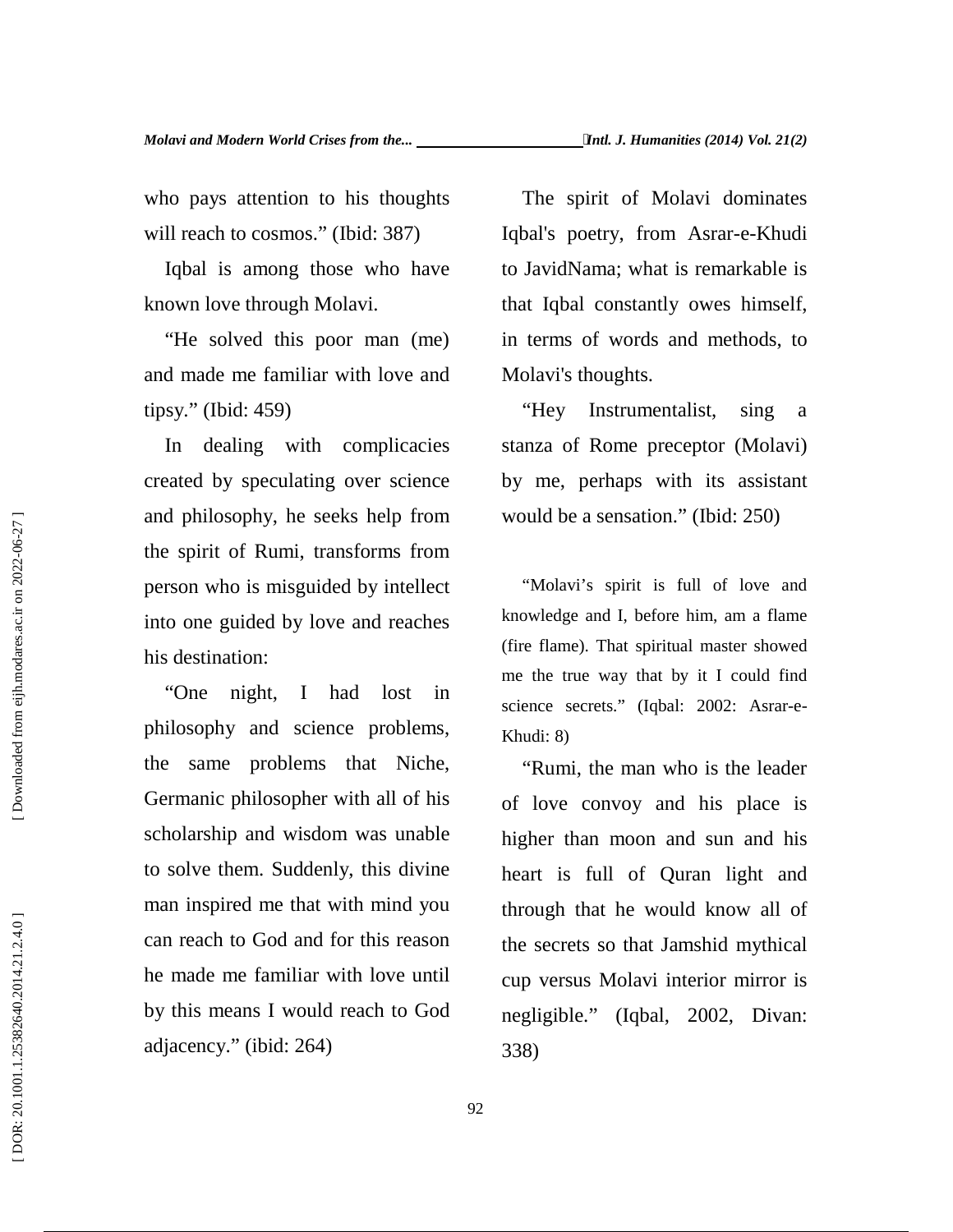who pays attention to his thoughts will reach to cosmos.” (Ibid: 387)

Iqbal is among those who have known love through Molavi.

“He solved this poor man (me) and made me familiar with love and tipsy.” (Ibid: 459)

In dealing with complicacies created by speculating over science and philosophy, he seeks help from the spirit of Rumi, transforms from person who is misguided by intellect into one guided by love and reaches his destination:

“One night, I had lost in philosophy and science problems, the same problems that Niche, Germanic philosopher with all of his scholarship and wisdom was unable to solve them. Suddenly, this divine man inspired me that with mind you can reach to God and for this reason he made me familiar with love until by this means I would reach to God adjacency.” (ibid: 264)

The spirit of Molavi dominates Iqbal's poetry, from Asrar-e-Khudi to JavidNama; what is remarkable is that Iqbal constantly owes himself, in terms of words and methods, to Molavi's thoughts.

“Hey Instrumentalist, sing a stanza of Rome preceptor (Molavi) by me, perhaps with its assistant would be a sensation.” (Ibid: 250)

“Molavi’s spirit is full of love and knowledge and I, before him, am a flame (fire flame). That spiritual master showed me the true way that by it I could find science secrets.” (Iqbal: 2002: Asrar-e-Khudi: 8)

“Rumi, the man who is the leader of love convoy and his place is higher than moon and sun and his heart is full of Quran light and through that he would know all of the secrets so that Jamshid mythical cup versus Molavi interior mirror is negligible.” (Iqbal, 2002, Divan: 338)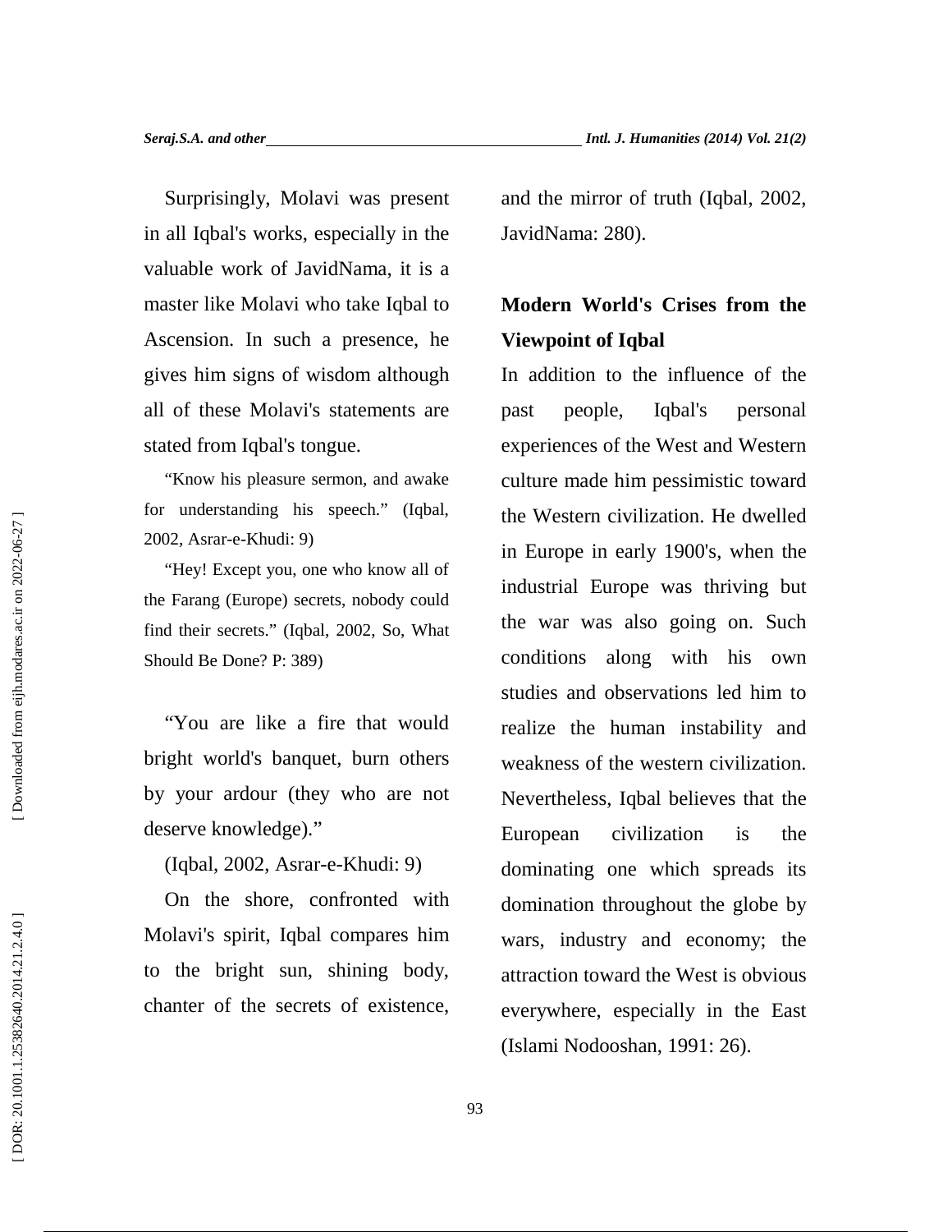Surprisingly, Molavi was present in all Iqbal's works, especially in the valuable work of JavidNama, it is a master like Molavi who take Iqbal to Ascension. In such a presence, he gives him signs of wisdom although all of these Molavi's statements are stated from Iqbal's tongue.

> "Know his pleasure sermon, and awake for understanding his speech." (Iqbal, 2002, Asrar-e-Khudi: 9)

> "Hey! Except you, one who know all of the Farang (Europe) secrets, nobody could find their secrets." (Iqbal, 2002, So, What Should Be Done? P: 389)

"You are like a fire that would bright world's banquet, burn others by your ardour (they who are not deserve knowledge)."

(Iqbal, 2002, Asrar-e-Khudi: 9)

On the shore, confronted with Molavi's spirit, Iqbal compares him to the bright sun, shining body, chanter of the secrets of existence, and the mirror of truth (Iqbal, 2002, JavidNama: 280).

## Modern World's Crises from the Viewpoint of Iqbal

In addition to the influence of the past people, Iqbal's personal experiences of the West and Western culture made him pessimistic toward the Western civilization. He dwelled in Europe in early 1900's, when the industrial Europe was thriving but the war was also going on. Such conditions along with his own studies and observations led him to realize the human instability and weakness of the western civilization. Nevertheless, Iqbal believes that the European civilization is the dominating one which spreads its domination throughout the globe by wars, industry and economy; the attraction toward the West is obvious everywhere, especially in the East (Islami Nodooshan, 1991: 26).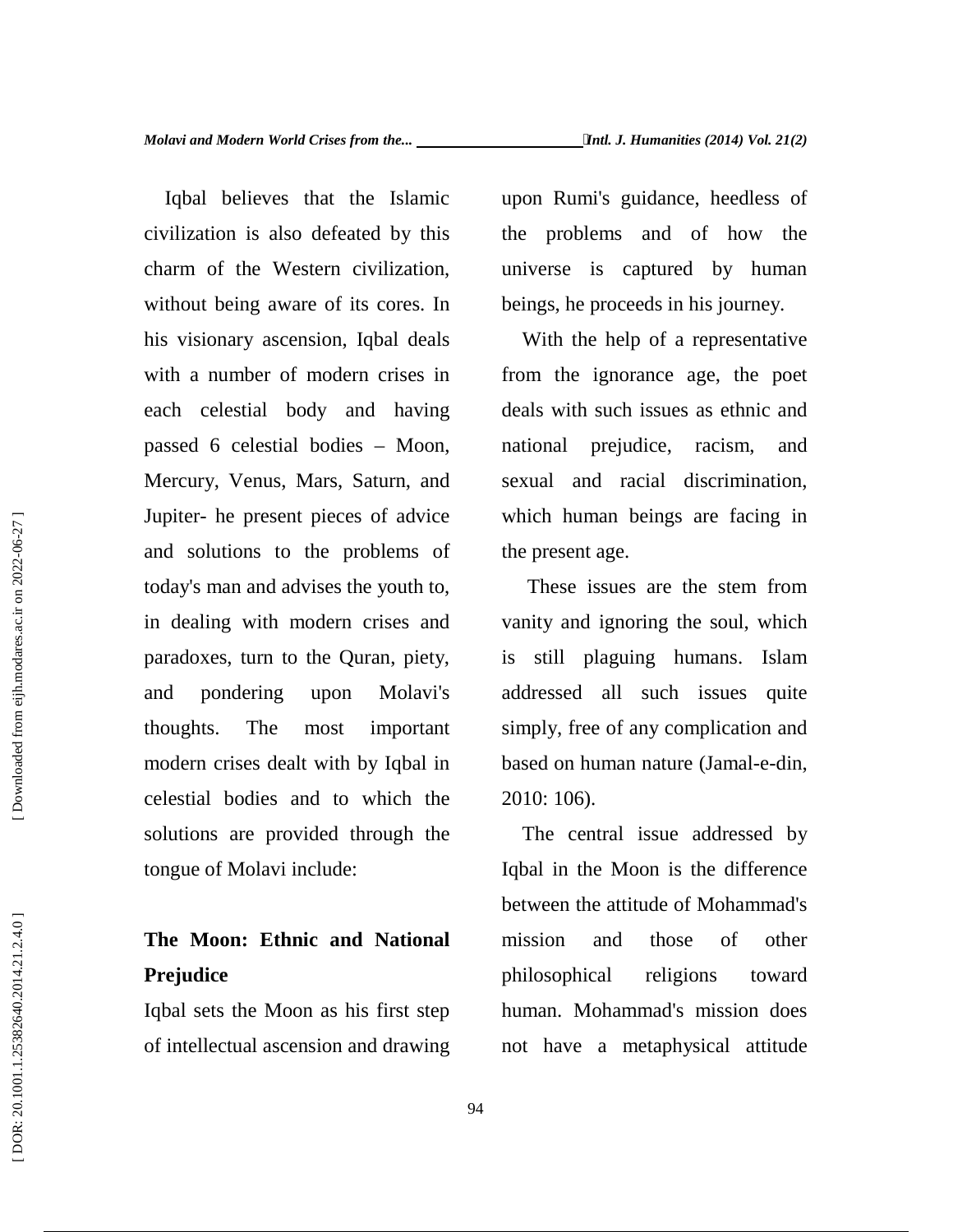Iqbal believes that the Islamic civilization is also defeated by this charm of the Western civilization, without being aware of its cores. In his visionary ascension, Iqbal deals with a number of modern crises in each celestial body and having passed 6 celestial bodies – Moon, Mercury, Venus, Mars, Saturn, and Jupiter- he present pieces of advice and solutions to the problems of today's man and advises the youth to, in dealing with modern crises and paradoxes, turn to the Quran, piety, and pondering upon Molavi's thoughts. The most important modern crises dealt with by Iqbal in celestial bodies and to which the solutions are provided through the tongue of Molavi include:

## The Moon: Ethnic and National Prejudice

Iqbal sets the Moon as his first step of intellectual ascension and drawing upon Rumi's guidance, heedless of the problems and of how the universe is captured by human beings, he proceeds in his journey.

With the help of a representative from the ignorance age, the poet deals with such issues as ethnic and national prejudice, racism, and sexual and racial discrimination, which human beings are facing in the present age.

These issues are the stem from vanity and ignoring the soul, which is still plaguing humans. Islam addressed all such issues quite simply, free of any complication and based on human nature (Jamal-e-din, 2010: 106).

The central issue addressed by Iqbal in the Moon is the difference between the attitude of Mohammad's mission and those of other philosophical religions toward human. Mohammad's mission does not have a metaphysical attitude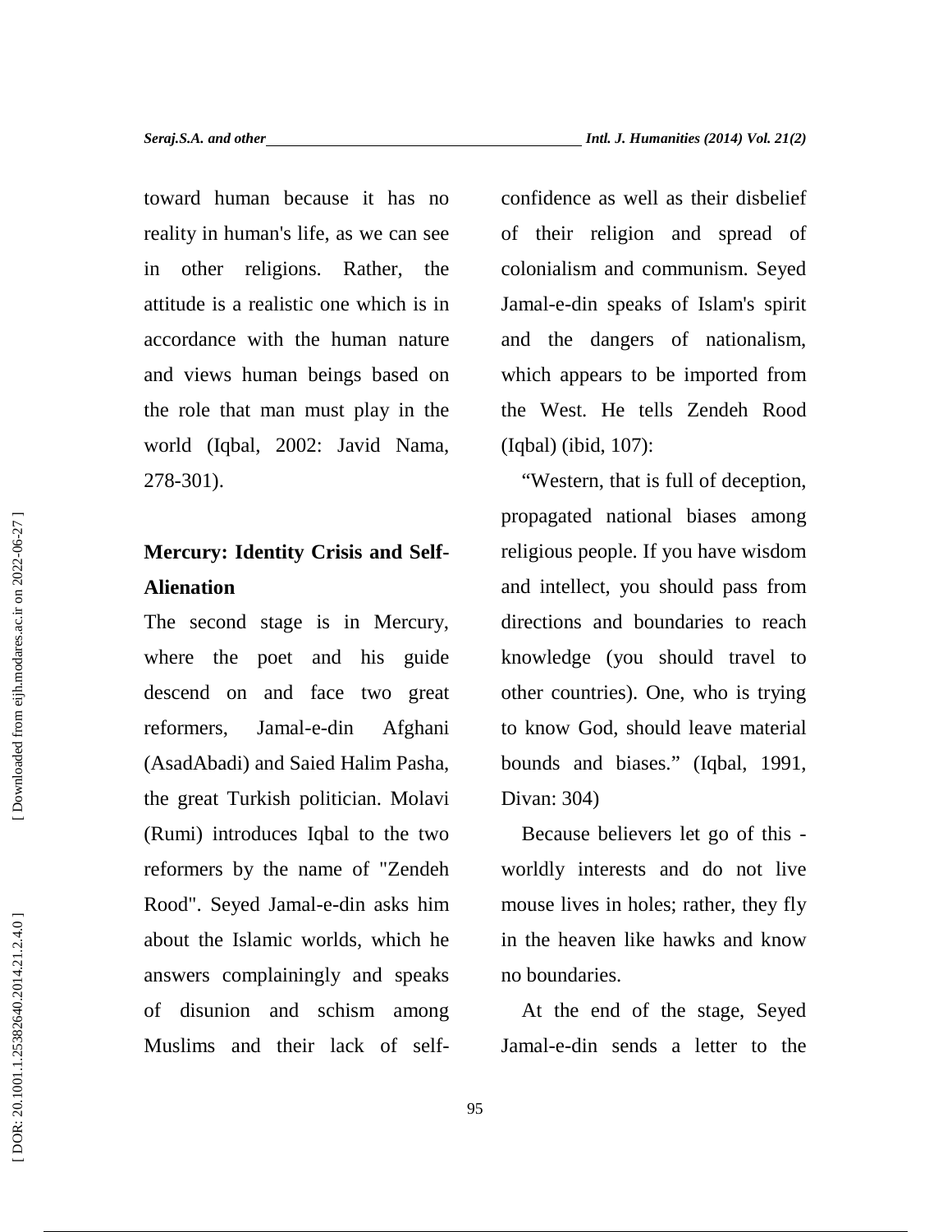toward human because it has no reality in human's life, as we can see in other religions. Rather, the attitude is a realistic one which is in accordance with the human nature and views human beings based on the role that man must play in the world (Iqbal, 2002: Javid Nama, 278-301).

## Mercury: Identity Crisis and Self-Alienation

The second stage is in Mercury, where the poet and his guide descend on and face two great reformers, Jamal-e-din Afghani (AsadAbadi) and Saied Halim Pasha, the great Turkish politician. Molavi (Rumi) introduces Iqbal to the two reformers by the name of "Zendeh Rood". Seyed Jamal-e-din asks him about the Islamic worlds, which he answers complainingly and speaks of disunion and schism among Muslims and their lack of self-confidence as well as their disbelief of their religion and spread of colonialism and communism. Seyed Jamal-e-din speaks of Islam's spirit and the dangers of nationalism, which appears to be imported from the West. He tells Zendeh Rood (Iqbal) (ibid, 107):

"Western, that is full of deception, propagated national biases among religious people. If you have wisdom and intellect, you should pass from directions and boundaries to reach knowledge (you should travel to other countries). One, who is trying to know God, should leave material bounds and biases." (Iqbal, 1991, Divan: 304)

Because believers let go of this -worldly interests and do not live mouse lives in holes; rather, they fly in the heaven like hawks and know no boundaries.

At the end of the stage, Seyed Jamal-e-din sends a letter to the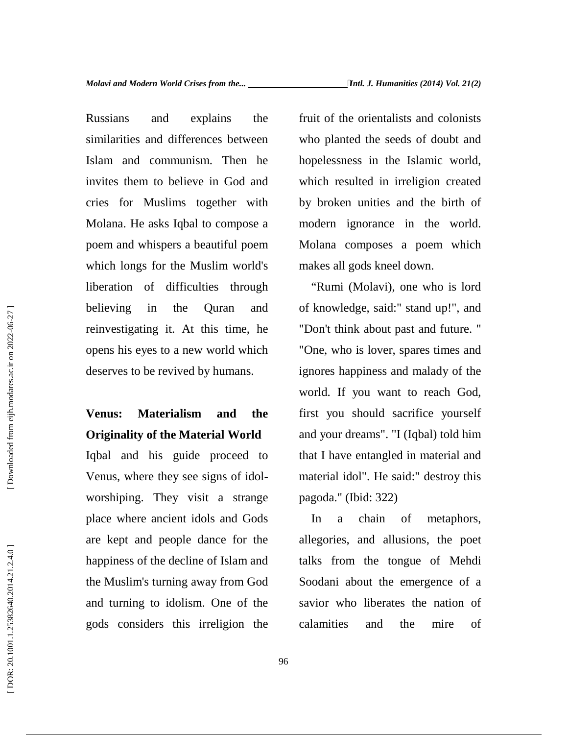Russians and explains the similarities and differences between Islam and communism. Then he invites them to believe in God and cries for Muslims together with Molana. He asks Iqbal to compose a poem and whispers a beautiful poem which longs for the Muslim world's liberation of difficulties through believing in the Quran and reinvestigating it. At this time, he opens his eyes to a new world which deserves to be revived by humans.

**Venus: Materialism and the Originality of the Material World**

Iqbal and his guide proceed to Venus, where they see signs of idol-worshiping. They visit a strange place where ancient idols and Gods are kept and people dance for the happiness of the decline of Islam and the Muslim's turning away from God and turning to idolism. One of the gods considers this irreligion the fruit of the orientalists and colonists who planted the seeds of doubt and hopelessness in the Islamic world, which resulted in irreligion created by broken unities and the birth of modern ignorance in the world. Molana composes a poem which makes all gods kneel down.

"Rumi (Molavi), one who is lord of knowledge, said:" stand up!", and "Don't think about past and future. " "One, who is lover, spares times and ignores happiness and malady of the world. If you want to reach God, first you should sacrifice yourself and your dreams". "I (Iqbal) told him that I have entangled in material and material idol". He said:" destroy this pagoda." (Ibid: 322)

In a chain of metaphors, allegories, and allusions, the poet talks from the tongue of Mehdi Soodani about the emergence of a savior who liberates the nation of calamities and the mire of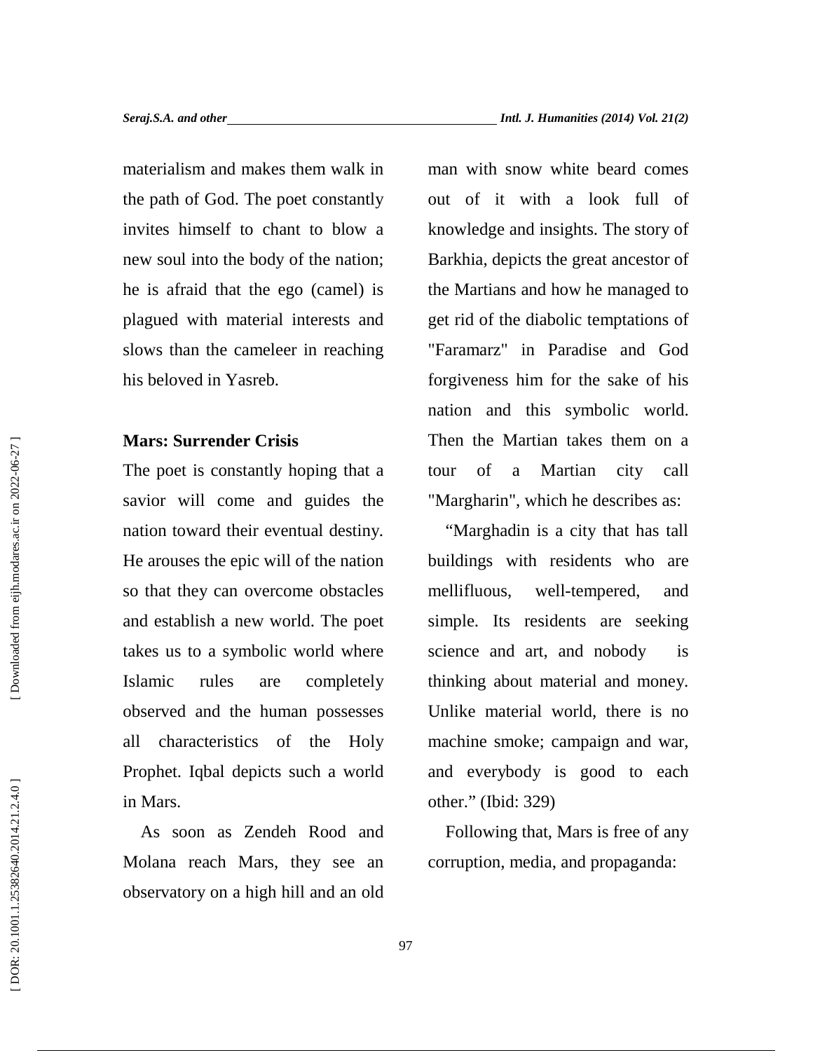materialism and makes them walk in the path of God. The poet constantly invites himself to chant to blow a new soul into the body of the nation; he is afraid that the ego (camel) is plagued with material interests and slows than the cameleer in reaching his beloved in Yasreb.

**Mars: Surrender Crisis**

The poet is constantly hoping that a savior will come and guides the nation toward their eventual destiny. He arouses the epic will of the nation so that they can overcome obstacles and establish a new world. The poet takes us to a symbolic world where Islamic rules are completely observed and the human possesses all characteristics of the Holy Prophet. Iqbal depicts such a world in Mars.

As soon as Zendeh Rood and Molana reach Mars, they see an observatory on a high hill and an old man with snow white beard comes out of it with a look full of knowledge and insights. The story of Barkhia, depicts the great ancestor of the Martians and how he managed to get rid of the diabolic temptations of "Faramarz" in Paradise and God forgiveness him for the sake of his nation and this symbolic world. Then the Martian takes them on a tour of a Martian city call "Margharin", which he describes as:

"Marghadin is a city that has tall buildings with residents who are mellifluous, well-tempered, and simple. Its residents are seeking science and art, and nobody is thinking about material and money. Unlike material world, there is no machine smoke; campaign and war, and everybody is good to each other." (Ibid: 329)

Following that, Mars is free of any corruption, media, and propaganda: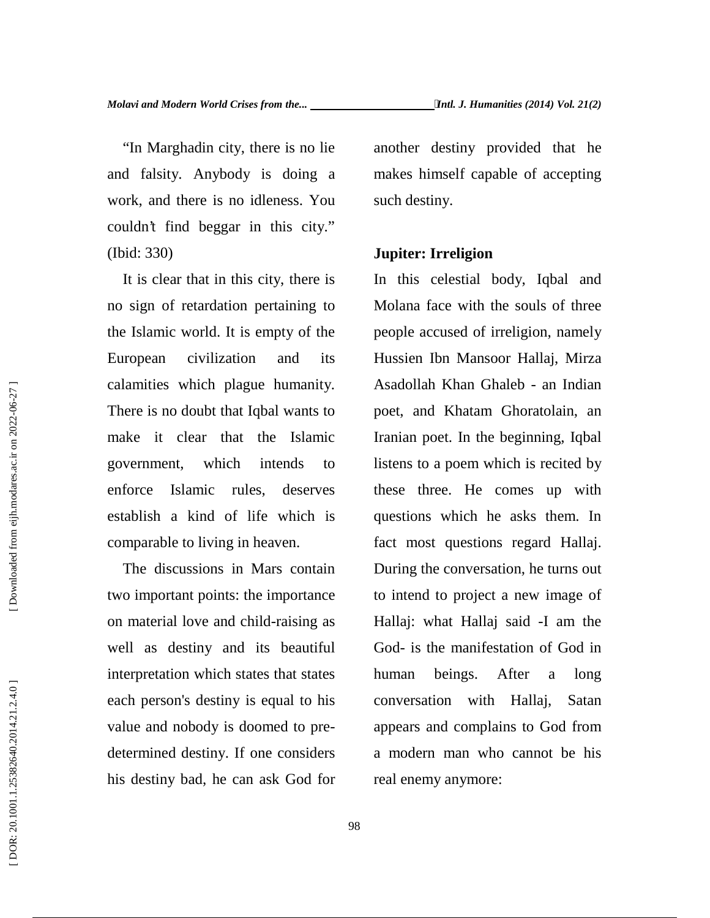"In Marghadin city, there is no lie and falsity. Anybody is doing a work, and there is no idleness. You couldn't find beggar in this city." (Ibid: 330)

It is clear that in this city, there is no sign of retardation pertaining to the Islamic world. It is empty of the European civilization and its calamities which plague humanity. There is no doubt that Iqbal wants to make it clear that the Islamic government, which intends to enforce Islamic rules, deserves establish a kind of life which is comparable to living in heaven.

The discussions in Mars contain two important points: the importance on material love and child-raising as well as destiny and its beautiful interpretation which states that states each person's destiny is equal to his value and nobody is doomed to pre-determined destiny. If one considers his destiny bad, he can ask God for another destiny provided that he makes himself capable of accepting such destiny.

**Jupiter: Irreligion**

In this celestial body, Iqbal and Molana face with the souls of three people accused of irreligion, namely Hussien Ibn Mansoor Hallaj, Mirza Asadollah Khan Ghaleb - an Indian poet, and Khatam Ghoratolain, an Iranian poet. In the beginning, Iqbal listens to a poem which is recited by these three. He comes up with questions which he asks them. In fact most questions regard Hallaj. During the conversation, he turns out to intend to project a new image of Hallaj: what Hallaj said -I am the God- is the manifestation of God in human beings. After a long conversation with Hallaj, Satan appears and complains to God from a modern man who cannot be his real enemy anymore: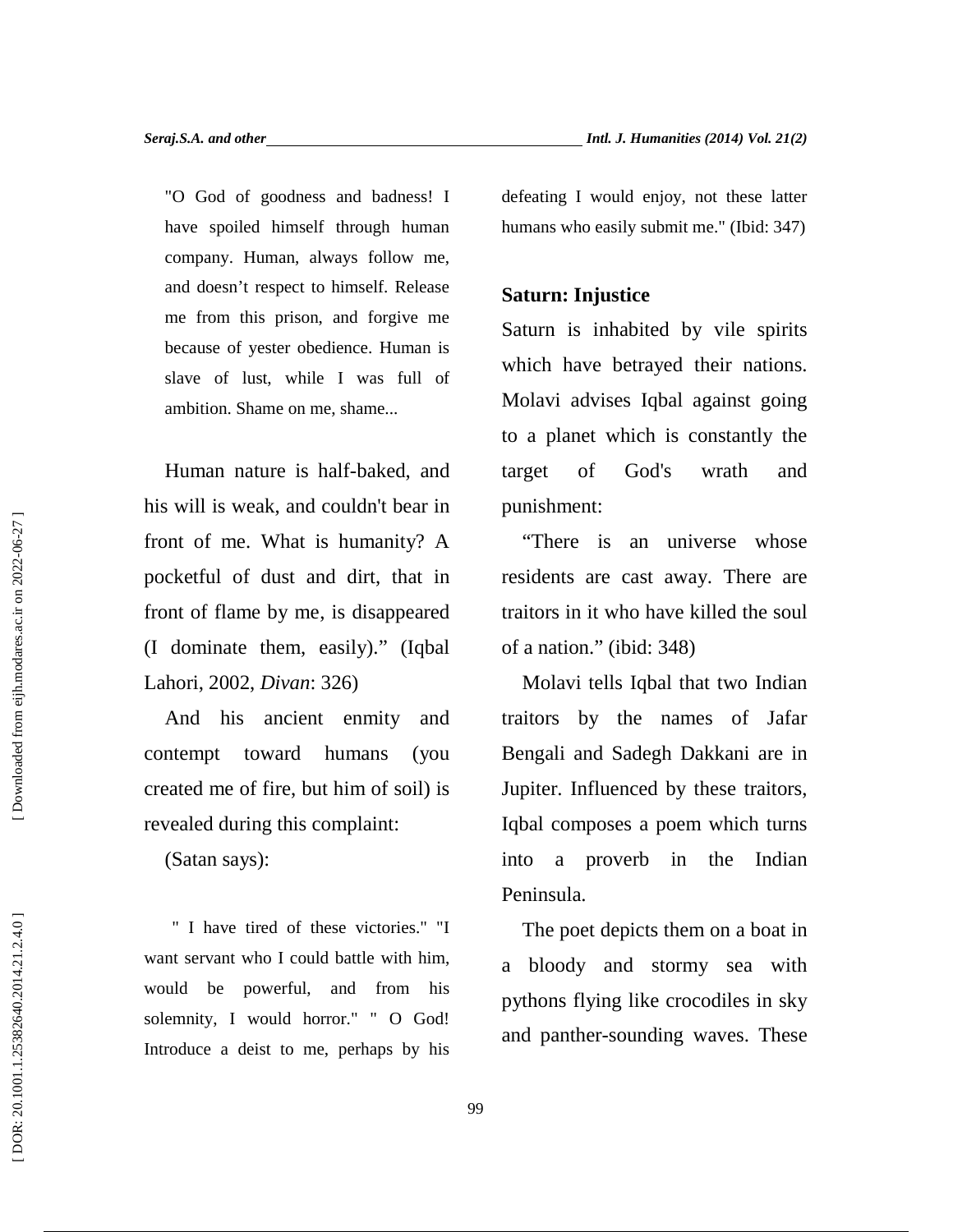"O God of goodness and badness! I have spoiled himself through human company. Human, always follow me, and doesn't respect to himself. Release me from this prison, and forgive me because of yester obedience. Human is slave of lust, while I was full of ambition. Shame on me, shame...

Human nature is half-baked, and his will is weak, and couldn't bear in front of me. What is humanity? A pocketful of dust and dirt, that in front of flame by me, is disappeared (I dominate them, easily)." (Iqbal Lahori, 2002, *Divan*: 326)

And his ancient enmity and contempt toward humans (you created me of fire, but him of soil) is revealed during this complaint:

(Satan says):

" I have tired of these victories." "I want servant who I could battle with him, would be powerful, and from his solemnity, I would horror." " O God! Introduce a deist to me, perhaps by his defeating I would enjoy, not these latter humans who easily submit me." (Ibid: 347)

## Saturn: Injustice

Saturn is inhabited by vile spirits which have betrayed their nations. Molavi advises Iqbal against going to a planet which is constantly the target of God's wrath and punishment:

"There is an universe whose residents are cast away. There are traitors in it who have killed the soul of a nation." (ibid: 348)

Molavi tells Iqbal that two Indian traitors by the names of Jafar Bengali and Sadegh Dakkani are in Jupiter. Influenced by these traitors, Iqbal composes a poem which turns into a proverb in the Indian Peninsula.

The poet depicts them on a boat in a bloody and stormy sea with pythons flying like crocodiles in sky and panther-sounding waves. These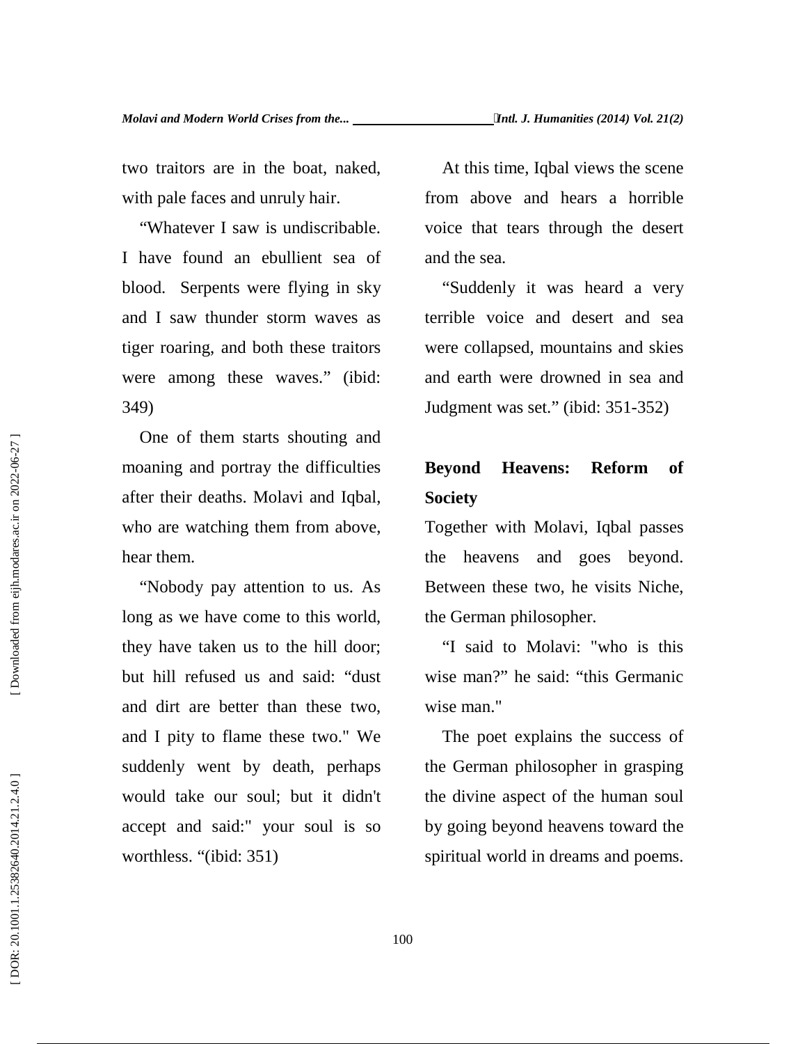two traitors are in the boat, naked, with pale faces and unruly hair.

"Whatever I saw is undiscribable. I have found an ebullient sea of blood. Serpents were flying in sky and I saw thunder storm waves as tiger roaring, and both these traitors were among these waves." (ibid: 349)

One of them starts shouting and moaning and portray the difficulties after their deaths. Molavi and Iqbal, who are watching them from above, hear them.

"Nobody pay attention to us. As long as we have come to this world, they have taken us to the hill door; but hill refused us and said: "dust and dirt are better than these two, and I pity to flame these two." We suddenly went by death, perhaps would take our soul; but it didn't accept and said:" your soul is so worthless. "(ibid: 351)

At this time, Iqbal views the scene from above and hears a horrible voice that tears through the desert and the sea.

"Suddenly it was heard a very terrible voice and desert and sea were collapsed, mountains and skies and earth were drowned in sea and Judgment was set." (ibid: 351-352)

## Beyond Heavens: Reform of Society

Together with Molavi, Iqbal passes the heavens and goes beyond. Between these two, he visits Niche, the German philosopher.

"I said to Molavi: "who is this wise man?" he said: "this Germanic wise man."

The poet explains the success of the German philosopher in grasping the divine aspect of the human soul by going beyond heavens toward the spiritual world in dreams and poems.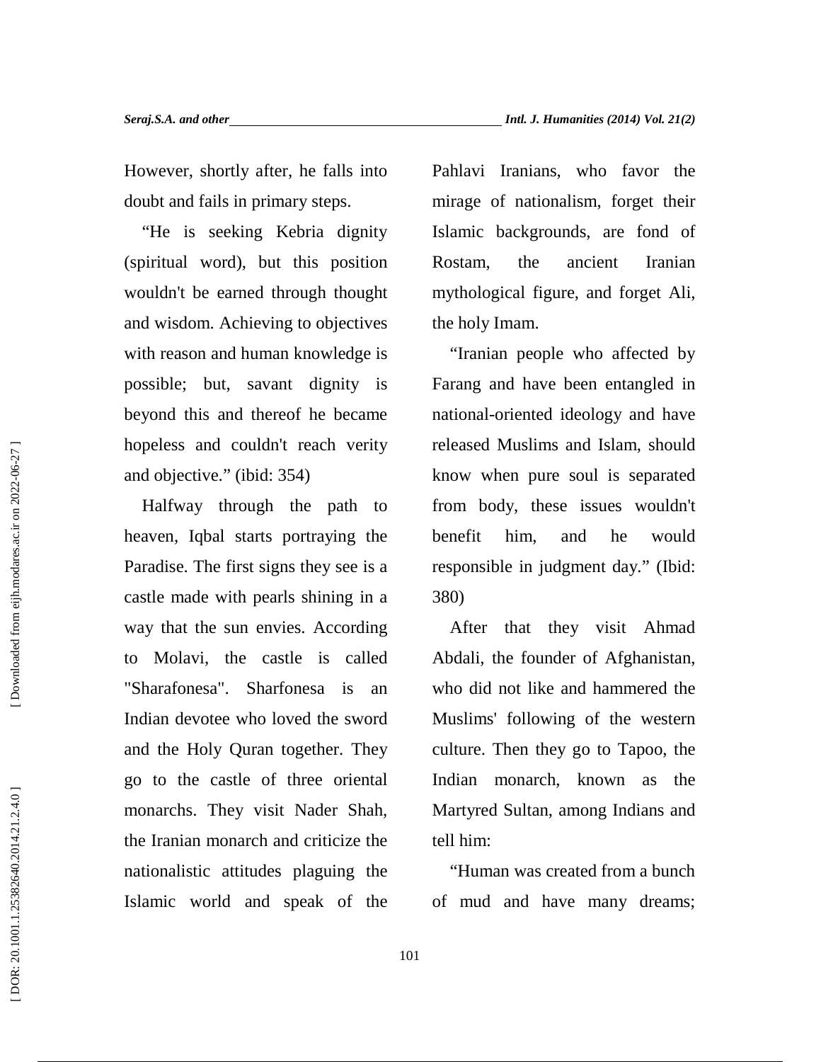However, shortly after, he falls into doubt and fails in primary steps.

"He is seeking Kebria dignity (spiritual word), but this position wouldn't be earned through thought and wisdom. Achieving to objectives with reason and human knowledge is possible; but, savant dignity is beyond this and thereof he became hopeless and couldn't reach verity and objective." (ibid: 354)

Halfway through the path to heaven, Iqbal starts portraying the Paradise. The first signs they see is a castle made with pearls shining in a way that the sun envies. According to Molavi, the castle is called "Sharafonesa". Sharfonesa is an Indian devotee who loved the sword and the Holy Quran together. They go to the castle of three oriental monarchs. They visit Nader Shah, the Iranian monarch and criticize the nationalistic attitudes plaguing the Islamic world and speak of the Pahlavi Iranians, who favor the mirage of nationalism, forget their Islamic backgrounds, are fond of Rostam, the ancient Iranian mythological figure, and forget Ali, the holy Imam.

"Iranian people who affected by Farang and have been entangled in national-oriented ideology and have released Muslims and Islam, should know when pure soul is separated from body, these issues wouldn't benefit him, and he would responsible in judgment day." (Ibid: 380)

After that they visit Ahmad Abdali, the founder of Afghanistan, who did not like and hammered the Muslims' following of the western culture. Then they go to Tapoo, the Indian monarch, known as the Martyred Sultan, among Indians and tell him:

"Human was created from a bunch of mud and have many dreams;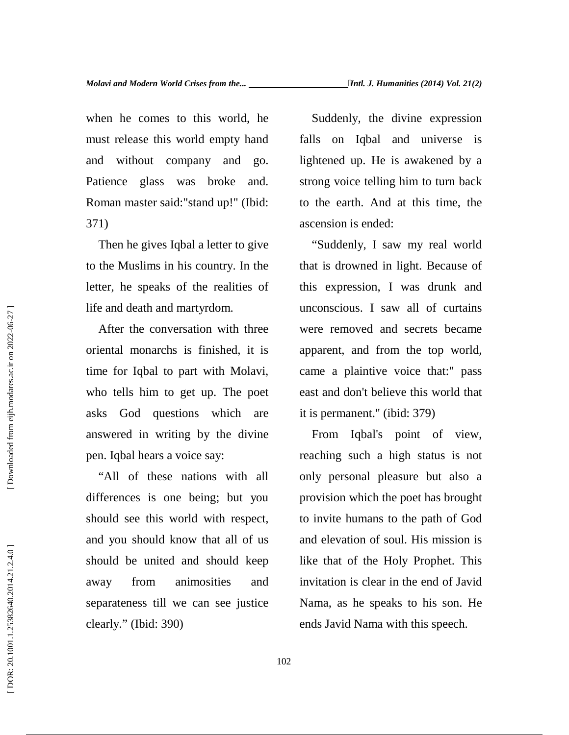when he comes to this world, he must release this world empty hand and without company and go. Patience glass was broke and. Roman master said:"stand up!" (Ibid: 371)

Then he gives Iqbal a letter to give to the Muslims in his country. In the letter, he speaks of the realities of life and death and martyrdom.

After the conversation with three oriental monarchs is finished, it is time for Iqbal to part with Molavi, who tells him to get up. The poet asks God questions which are answered in writing by the divine pen. Iqbal hears a voice say:

"All of these nations with all differences is one being; but you should see this world with respect, and you should know that all of us should be united and should keep away from animosities and separateness till we can see justice clearly." (Ibid: 390)

Suddenly, the divine expression falls on Iqbal and universe is lightened up. He is awakened by a strong voice telling him to turn back to the earth. And at this time, the ascension is ended:

"Suddenly, I saw my real world that is drowned in light. Because of this expression, I was drunk and unconscious. I saw all of curtains were removed and secrets became apparent, and from the top world, came a plaintive voice that:" pass east and don't believe this world that it is permanent." (ibid: 379)

From Iqbal's point of view, reaching such a high status is not only personal pleasure but also a provision which the poet has brought to invite humans to the path of God and elevation of soul. His mission is like that of the Holy Prophet. This invitation is clear in the end of Javid Nama, as he speaks to his son. He ends Javid Nama with this speech.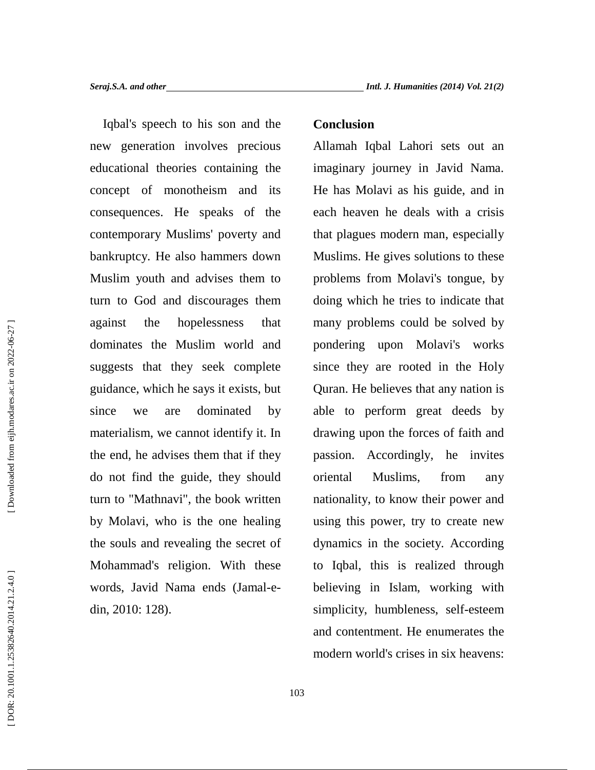Iqbal's speech to his son and the new generation involves precious educational theories containing the concept of monotheism and its consequences. He speaks of the contemporary Muslims' poverty and bankruptcy. He also hammers down Muslim youth and advises them to turn to God and discourages them against the hopelessness that dominates the Muslim world and suggests that they seek complete guidance, which he says it exists, but since we are dominated by materialism, we cannot identify it. In the end, he advises them that if they do not find the guide, they should turn to "Mathnavi", the book written by Molavi, who is the one healing the souls and revealing the secret of Mohammad's religion. With these words, Javid Nama ends (Jamal-e-din, 2010: 128).

## Conclusion

Allamah Iqbal Lahori sets out an imaginary journey in Javid Nama. He has Molavi as his guide, and in each heaven he deals with a crisis that plagues modern man, especially Muslims. He gives solutions to these problems from Molavi's tongue, by doing which he tries to indicate that many problems could be solved by pondering upon Molavi's works since they are rooted in the Holy Quran. He believes that any nation is able to perform great deeds by drawing upon the forces of faith and passion. Accordingly, he invites oriental Muslims, from any nationality, to know their power and using this power, try to create new dynamics in the society. According to Iqbal, this is realized through believing in Islam, working with simplicity, humbleness, self-esteem and contentment. He enumerates the modern world's crises in six heavens: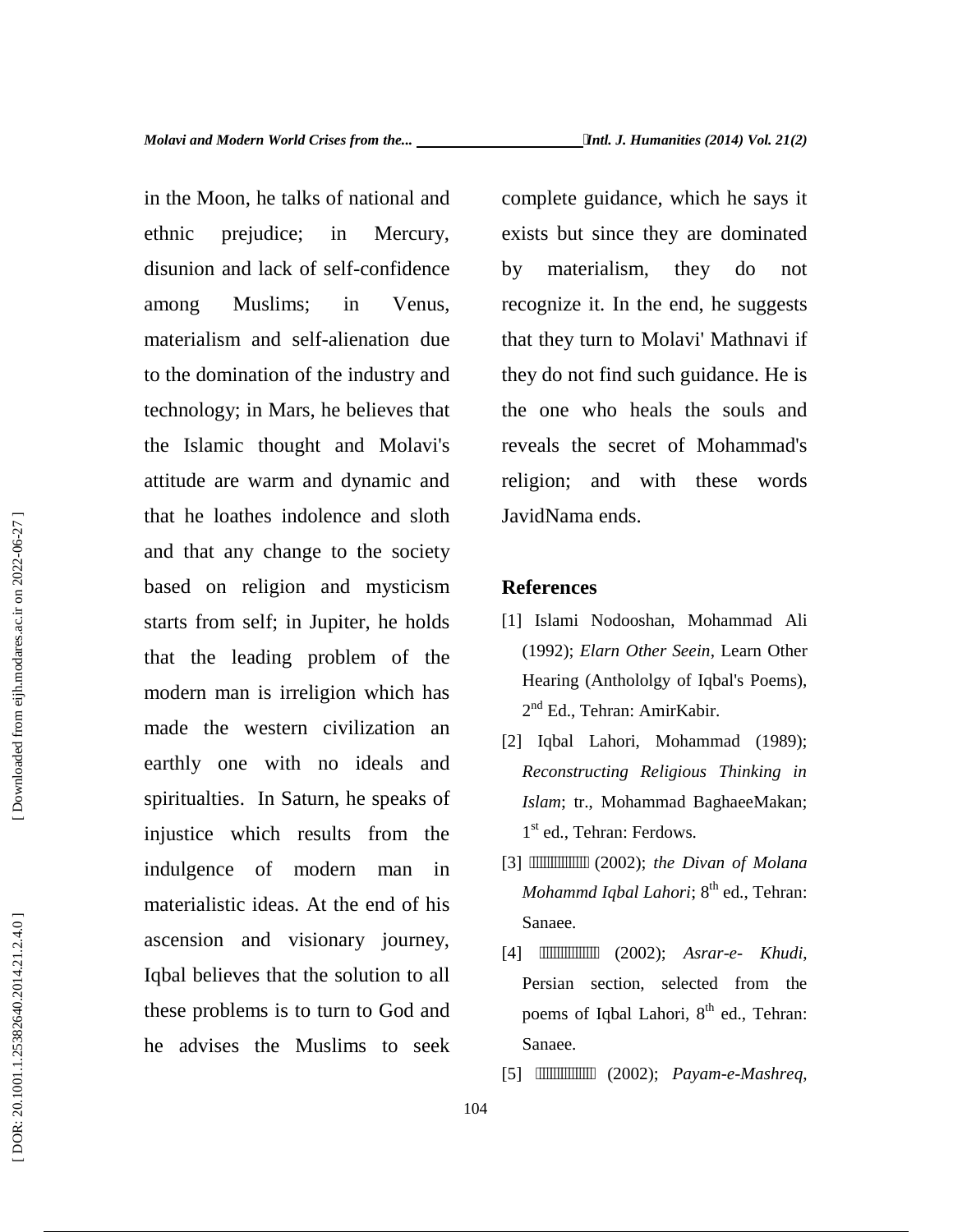in the Moon, he talks of national and ethnic prejudice; in Mercury, disunion and lack of self-confidence among Muslims; in Venus, materialism and self-alienation due to the domination of the industry and technology; in Mars, he believes that the Islamic thought and Molavi's attitude are warm and dynamic and that he loathes indolence and sloth and that any change to the society based on religion and mysticism starts from self; in Jupiter, he holds that the leading problem of the modern man is irreligion which has made the western civilization an earthly one with no ideals and spiritualties. In Saturn, he speaks of injustice which results from the indulgence of modern man in materialistic ideas. At the end of his ascension and visionary journey, Iqbal believes that the solution to all these problems is to turn to God and he advises the Muslims to seek complete guidance, which he says it exists but since they are dominated by materialism, they do not recognize it. In the end, he suggests that they turn to Molavi' Mathnavi if they do not find such guidance. He is the one who heals the souls and reveals the secret of Mohammad's religion; and with these words JavidNama ends.

## References

[1] Islami Nodooshan, Mohammad Ali (1992); *Elarn Other Seein*, Learn Other Hearing (Antholoolgy of Iqbal's Poems), 2nd Ed., Tehran: AmirKabir.

[2] Iqbal Lahori, Mohammad (1989); *Reconstructing Religious Thinking in Islam*; tr., Mohammad BaghaeeMakan; 1st ed., Tehran: Ferdows.

[3] __________ (2002); *the Divan of Molana Mohammd Iqbal Lahori*; 8th ed., Tehran: Sanaee.

[4] __________ (2002); *Asrar-e- Khudi*, Persian section, selected from the poems of Iqbal Lahori, 8th ed., Tehran: Sanaee.

[5] __________ (2002); *Payam-e-Mashreq*,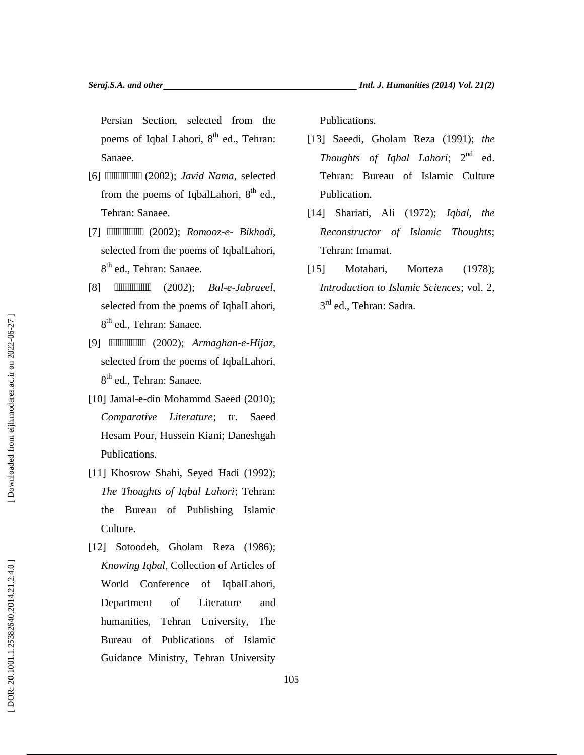Persian Section, selected from the poems of Iqbal Lahori, 8th ed., Tehran: Sanaee.

[6] □□□□□□□□□ (2002); *Javid Nama*, selected from the poems of IqbalLahori, 8th ed., Tehran: Sanaee.

[7] □□□□□□□□□ (2002); *Romooz-e- Bikhodi*, selected from the poems of IqbalLahori, 8th ed., Tehran: Sanaee.

[8] □□□□□□□□□ (2002); *Bal-e-Jabraeel*, selected from the poems of IqbalLahori, 8th ed., Tehran: Sanaee.

[9] □□□□□□□□□ (2002); *Armaghan-e-Hijaz*, selected from the poems of IqbalLahori, 8th ed., Tehran: Sanaee.

[10] Jamal-e-din Mohammd Saeed (2010); *Comparative Literature*; tr. Saeed Hesam Pour, Hussein Kiani; Daneshgah Publications.

[11] Khosrow Shahi, Seyed Hadi (1992); *The Thoughts of Iqbal Lahori*; Tehran: the Bureau of Publishing Islamic Culture.

[12] Sotoodeh, Gholam Reza (1986); *Knowing Iqbal*, Collection of Articles of World Conference of IqbalLahori, Department of Literature and humanities, Tehran University, The Bureau of Publications of Islamic Guidance Ministry, Tehran University Publications.

[13] Saeedi, Gholam Reza (1991); *the Thoughts of Iqbal Lahori*; 2nd ed. Tehran: Bureau of Islamic Culture Publication.

[14] Shariati, Ali (1972); *Iqbal, the Reconstructor of Islamic Thoughts*; Tehran: Imamat.

[15] Motahari, Morteza (1978); *Introduction to Islamic Sciences*; vol. 2, 3rd ed., Tehran: Sadra.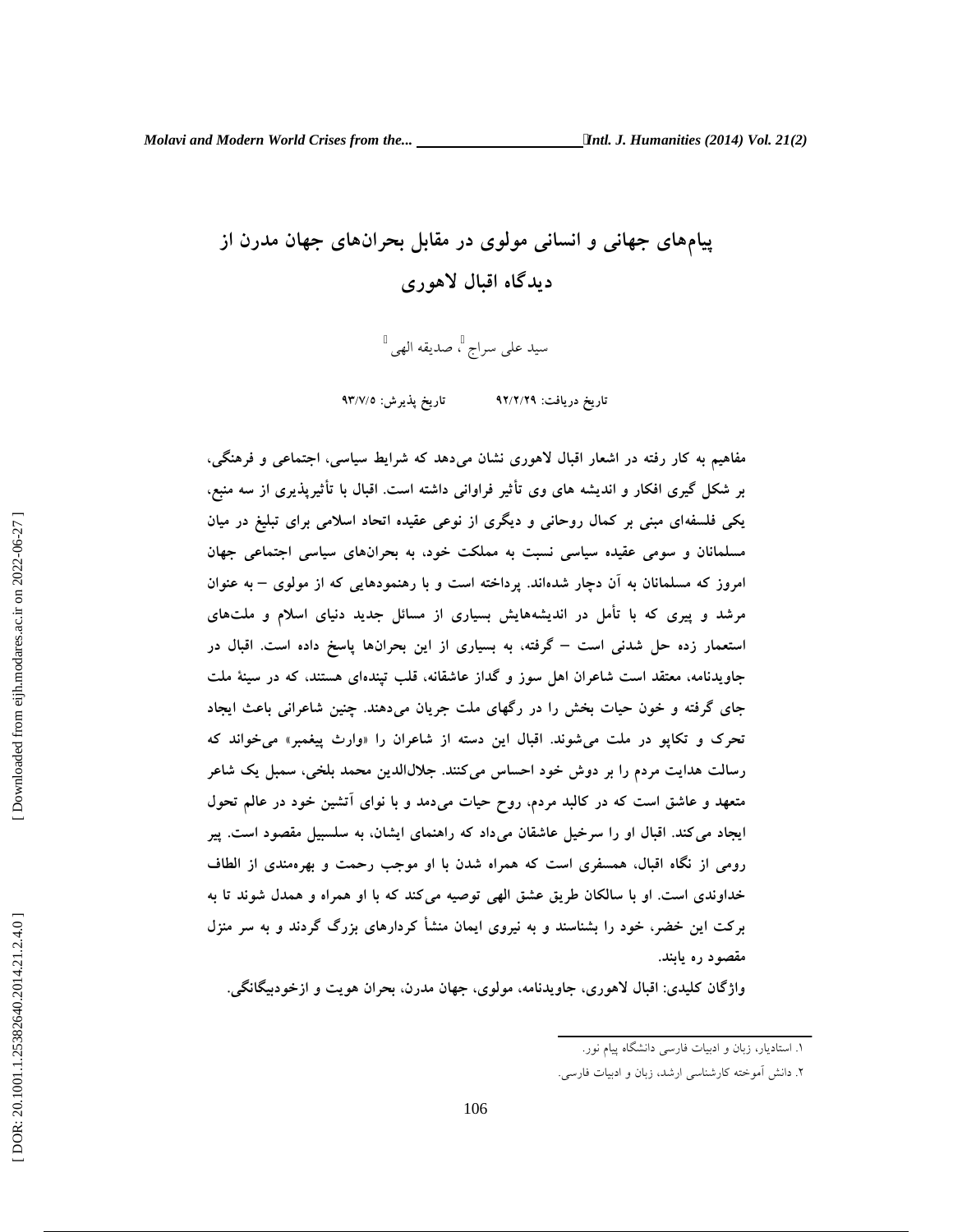# پیام‌های جهانی و انسانی مولوی در مقابل بحران‌های جهان مدرن از دیدگاه اقبال لاهوری

سید علی سراج[1]، صدیقه الهی[2]

تاریخ دریافت: ۹۲/۲/۲۹ تاریخ پذیرش: ۹۳/۷/۵

**مفاهیم به کار رفته در اشعار اقبال لاهوری نشان می‌دهد که شرایط سیاسی، اجتماعی و فرهنگی، بر شکل گیری افکار و اندیشه های وی تأثیر فراوانی داشته است. اقبال با تأثیرپذیری از سه منبع، یکی فلسفه‌ای مبنی بر کمال روحانی و دیگری از نوعی عقیده اتحاد اسلامی برای تبلیغ در میان مسلمانان و سومی عقیده سیاسی نسبت به مملکت خود، به بحران‌های سیاسی اجتماعی جهان امروز که مسلمانان به آن دچار شده‌اند، پرداخته است و با رهنمودهایی که از مولوی – به عنوان مرشد و پیری که با تأمل در اندیشه‌هایش بسیاری از مسائل جدید دنیای اسلام و ملت‌های استعمار زده حل شدنی است – گرفته، به بسیاری از این بحران‌ها پاسخ داده است. اقبال در جاویدنامه، معتقد است شاعران اهل سوز و گداز عاشقانه، قلب تپنده‌ای هستند، که در سینهٔ ملت جای گرفته و خون حیات بخش را در رگهای ملت جریان می‌دهند. چنین شاعرانی باعث ایجاد تحرک و تکاپو در ملت می‌شوند. اقبال این دسته از شاعران را «وارث پیغمبر» می‌خواند که رسالت هدایت مردم را بر دوش خود احساس می‌کنند. جلال‌الدین محمد بلخی، سمبل یک شاعر متعهد و عاشق است که در کالبد مردم، روح حیات می‌دمد و با نوای آتشین خود در عالم تحول ایجاد می‌کند. اقبال او را سرخیل عاشقان می‌داد که راهنمای ایشان، به سلسبیل مقصود است. پیر رومی از نگاه اقبال، همسفری است که همراه شدن با او موجب رحمت و بهره‌مندی از الطاف خداوندی است. او با سالکان طریق عشق الهی توصیه می‌کند که با او همراه و همدل شوند تا به برکت این خضر، خود را بشناسند و به نیروی ایمان منشأ کردارهای بزرگ گردند و به سر منزل مقصود ره یابند.**

**واژگان کلیدی: اقبال لاهوری، جاویدنامه، مولوی، جهان مدرن، بحران هویت و ازخودبیگانگی.**

---

۱. استادیار، زبان و ادبیات فارسی دانشگاه پیام نور.

۲. دانش آموخته کارشناسی ارشد، زبان و ادبیات فارسی.